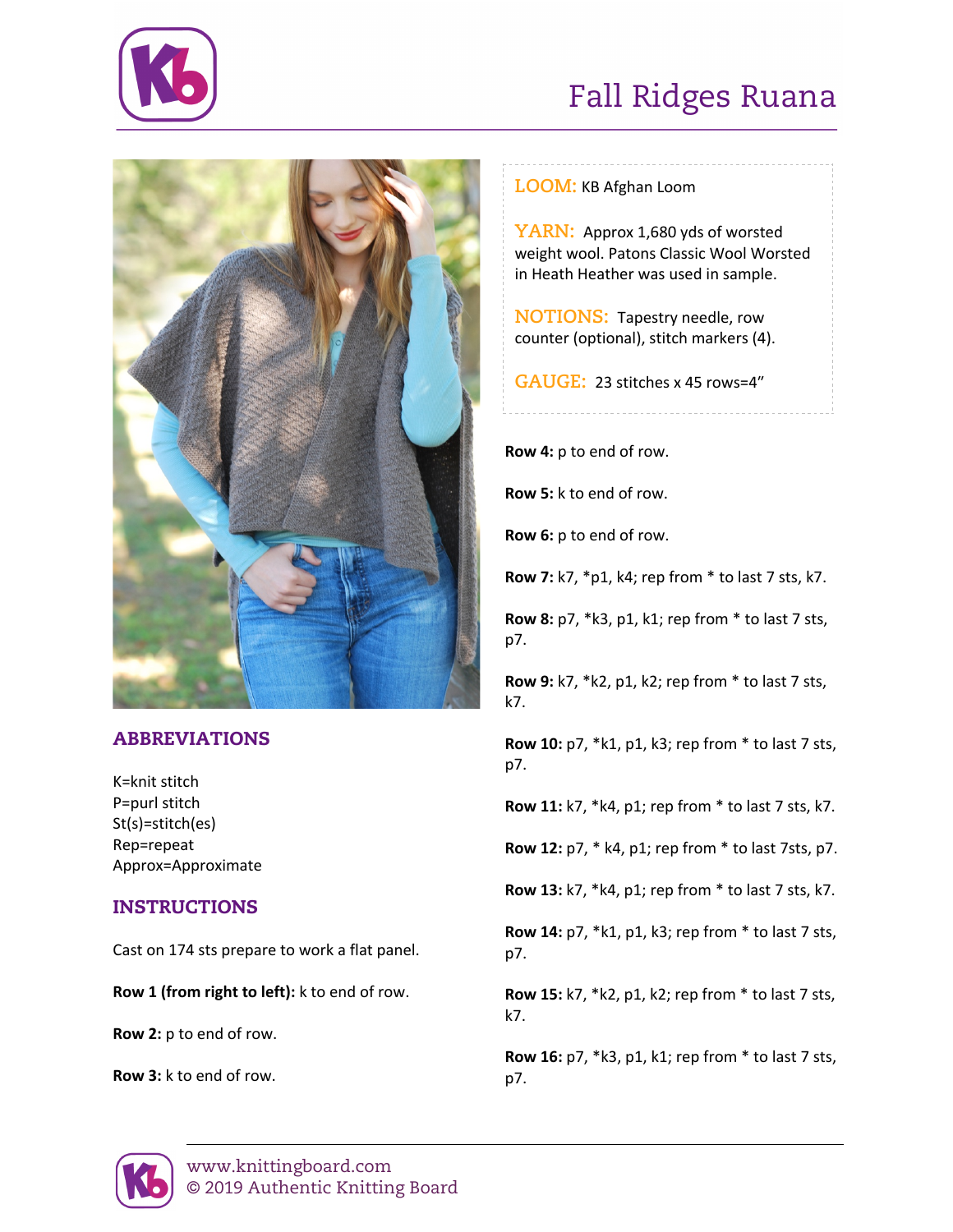# Fall Ridges Ruana

**LOOM:** KB Afghan Loom

**YARN:** Approx 1,680 yds of worsted weight wool. Patons Classic Wool Worsted in Heath Heather was used in sample.

**NOTIONS:** Tapestry needle, row counter (optional), stitch markers (4).

**GAUGE:** 23 stitches x 45 rows=4"

## ABBREVIATIONS

K=knit stitch
P=purl stitch
St(s)=stitch(es)
Rep=repeat
Approx=Approximate

## INSTRUCTIONS

Cast on 174 sts prepare to work a flat panel.

**Row 1 (from right to left):** k to end of row.

**Row 2:** p to end of row.

**Row 3:** k to end of row.

**Row 4:** p to end of row.

**Row 5:** k to end of row.

**Row 6:** p to end of row.

**Row 7:** k7, *p1, k4; rep from * to last 7 sts, k7.

**Row 8:** p7, *k3, p1, k1; rep from * to last 7 sts, p7.

**Row 9:** k7, *k2, p1, k2; rep from * to last 7 sts, k7.

**Row 10:** p7, *k1, p1, k3; rep from * to last 7 sts, p7.

**Row 11:** k7, *k4, p1; rep from * to last 7 sts, k7.

**Row 12:** p7, * k4, p1; rep from * to last 7sts, p7.

**Row 13:** k7, *k4, p1; rep from * to last 7 sts, k7.

**Row 14:** p7, *k1, p1, k3; rep from * to last 7 sts, p7.

**Row 15:** k7, *k2, p1, k2; rep from * to last 7 sts, k7.

**Row 16:** p7, *k3, p1, k1; rep from * to last 7 sts, p7.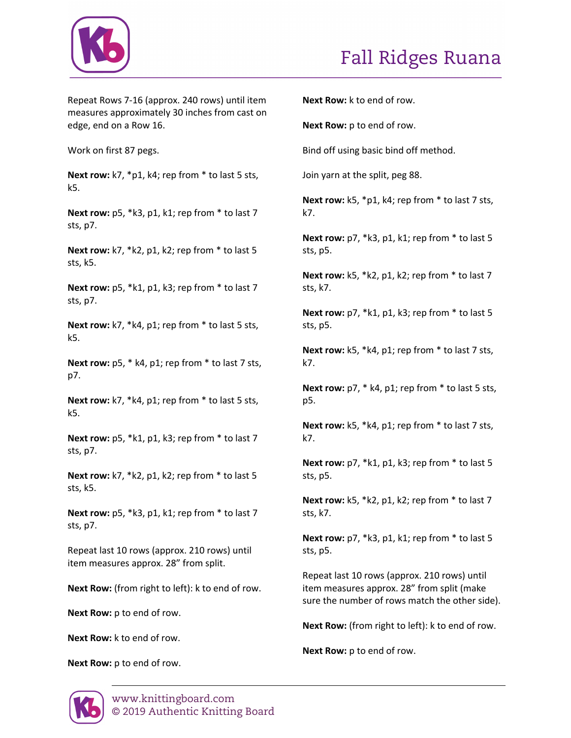Repeat Rows 7-16 (approx. 240 rows) until item measures approximately 30 inches from cast on edge, end on a Row 16.

Work on first 87 pegs.

**Next row:** k7, *p1, k4; rep from * to last 5 sts, k5.

**Next row:** p5, *k3, p1, k1; rep from * to last 7 sts, p7.

**Next row:** k7, *k2, p1, k2; rep from * to last 5 sts, k5.

**Next row:** p5, *k1, p1, k3; rep from * to last 7 sts, p7.

**Next row:** k7, *k4, p1; rep from * to last 5 sts, k5.

**Next row:** p5, * k4, p1; rep from * to last 7 sts, p7.

**Next row:** k7, *k4, p1; rep from * to last 5 sts, k5.

**Next row:** p5, *k1, p1, k3; rep from * to last 7 sts, p7.

**Next row:** k7, *k2, p1, k2; rep from * to last 5 sts, k5.

**Next row:** p5, *k3, p1, k1; rep from * to last 7 sts, p7.

Repeat last 10 rows (approx. 210 rows) until item measures approx. 28" from split.

**Next Row:** (from right to left): k to end of row.

**Next Row:** p to end of row.

**Next Row:** k to end of row.

**Next Row:** p to end of row.

**Next Row:** k to end of row.

**Next Row:** p to end of row.

Bind off using basic bind off method.

Join yarn at the split, peg 88.

**Next row:** k5, *p1, k4; rep from * to last 7 sts, k7.

**Next row:** p7, *k3, p1, k1; rep from * to last 5 sts, p5.

**Next row:** k5, *k2, p1, k2; rep from * to last 7 sts, k7.

**Next row:** p7, *k1, p1, k3; rep from * to last 5 sts, p5.

**Next row:** k5, *k4, p1; rep from * to last 7 sts, k7.

**Next row:** p7, * k4, p1; rep from * to last 5 sts, p5.

**Next row:** k5, *k4, p1; rep from * to last 7 sts, k7.

**Next row:** p7, *k1, p1, k3; rep from * to last 5 sts, p5.

**Next row:** k5, *k2, p1, k2; rep from * to last 7 sts, k7.

**Next row:** p7, *k3, p1, k1; rep from * to last 5 sts, p5.

Repeat last 10 rows (approx. 210 rows) until item measures approx. 28" from split (make sure the number of rows match the other side).

**Next Row:** (from right to left): k to end of row.

**Next Row:** p to end of row.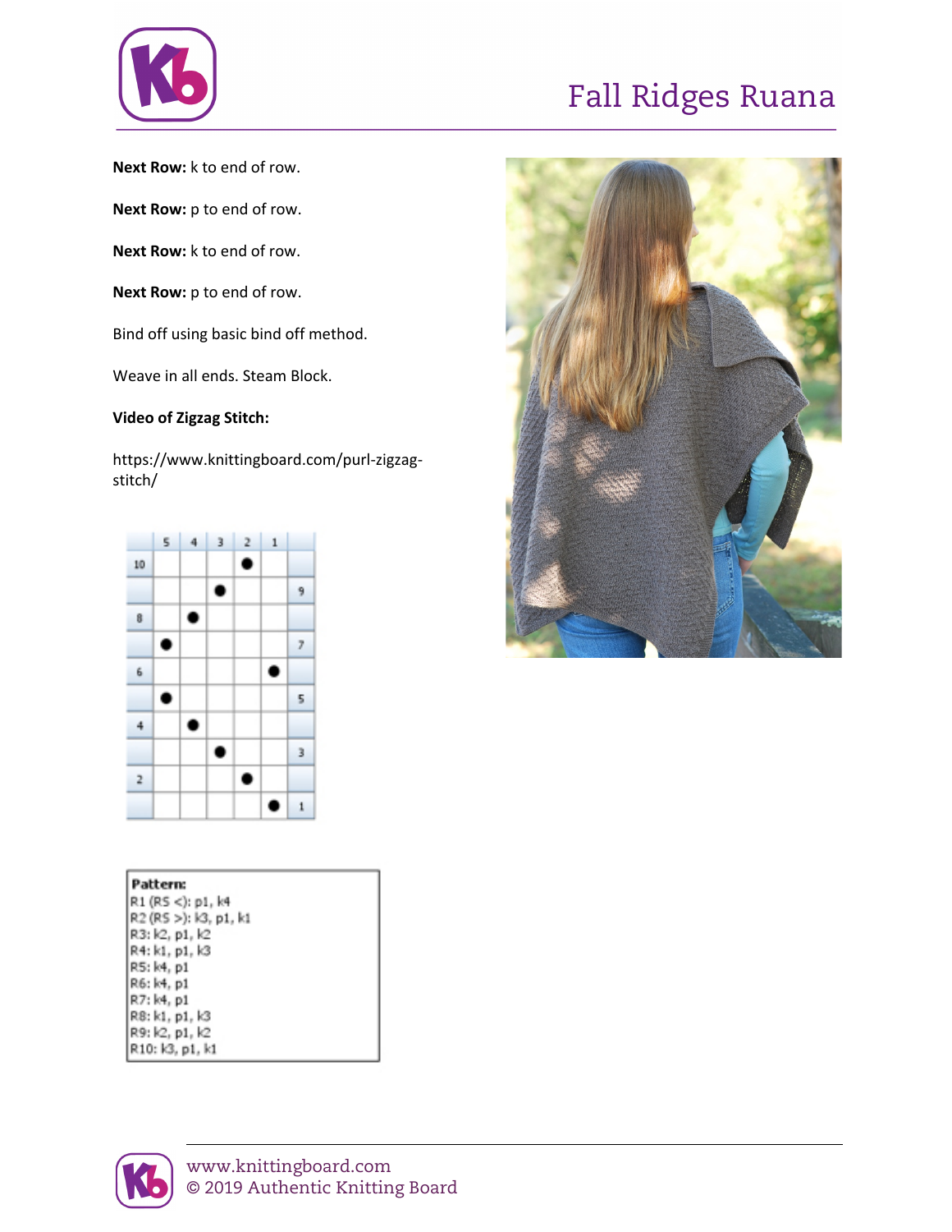**Next Row:** k to end of row.

**Next Row:** p to end of row.

**Next Row:** k to end of row.

**Next Row:** p to end of row.

Bind off using basic bind off method.

Weave in all ends. Steam Block.

**Video of Zigzag Stitch:**

https://www.knittingboard.com/purl-zigzag-stitch/

**Pattern:**
R1 (RS <): p1, k4
R2 (RS >): k3, p1, k1
R3: k2, p1, k2
R4: k1, p1, k3
R5: k4, p1
R6: k4, p1
R7: k4, p1
R8: k1, p1, k3
R9: k2, p1, k2
R10: k3, p1, k1